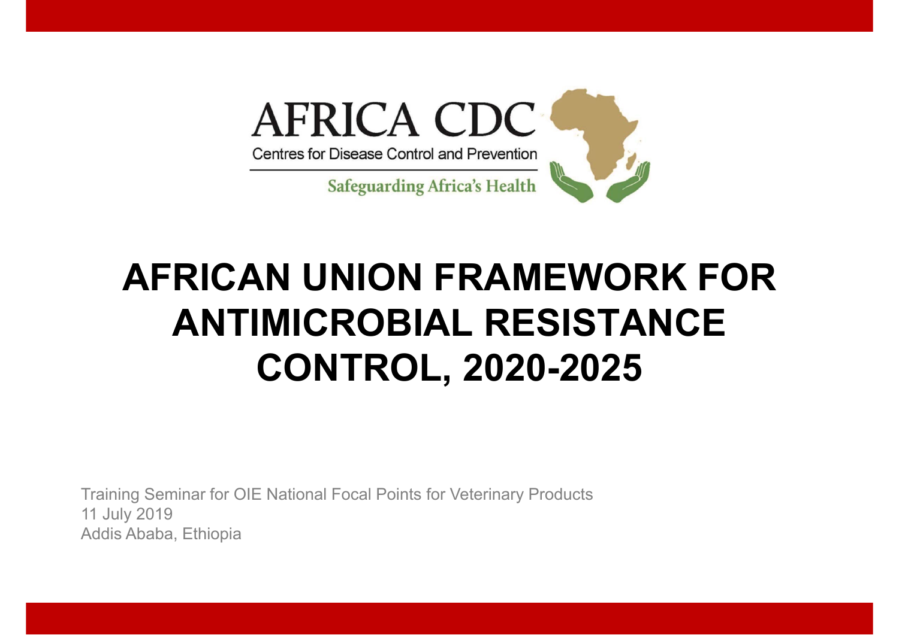AFRICA CDC

Centres for Disease Control and Prevention

Safeguarding Africa's Health

# AFRICAN UNION FRAMEWORK FOR ANTIMICROBIAL RESISTANCE CONTROL, 2020-2025

Training Seminar for OIE National Focal Points for Veterinary Products
11 July 2019
Addis Ababa, Ethiopia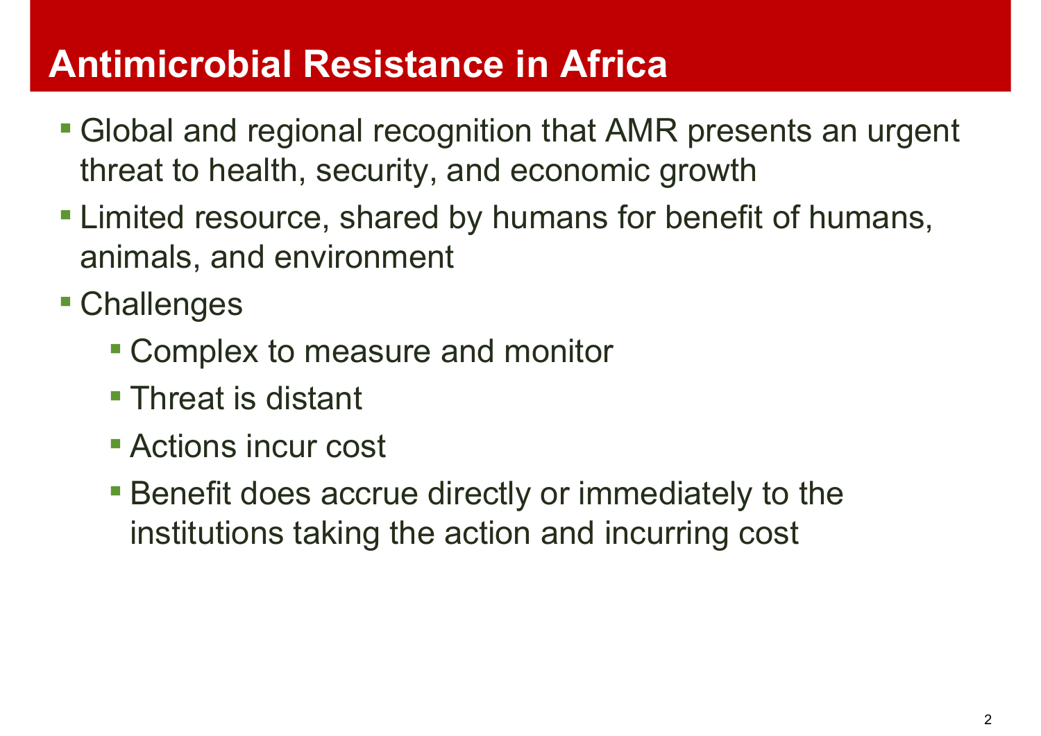# Antimicrobial Resistance in Africa

- Global and regional recognition that AMR presents an urgent threat to health, security, and economic growth
- Limited resource, shared by humans for benefit of humans, animals, and environment
- Challenges
  - Complex to measure and monitor
  - Threat is distant
  - Actions incur cost
  - Benefit does accrue directly or immediately to the institutions taking the action and incurring cost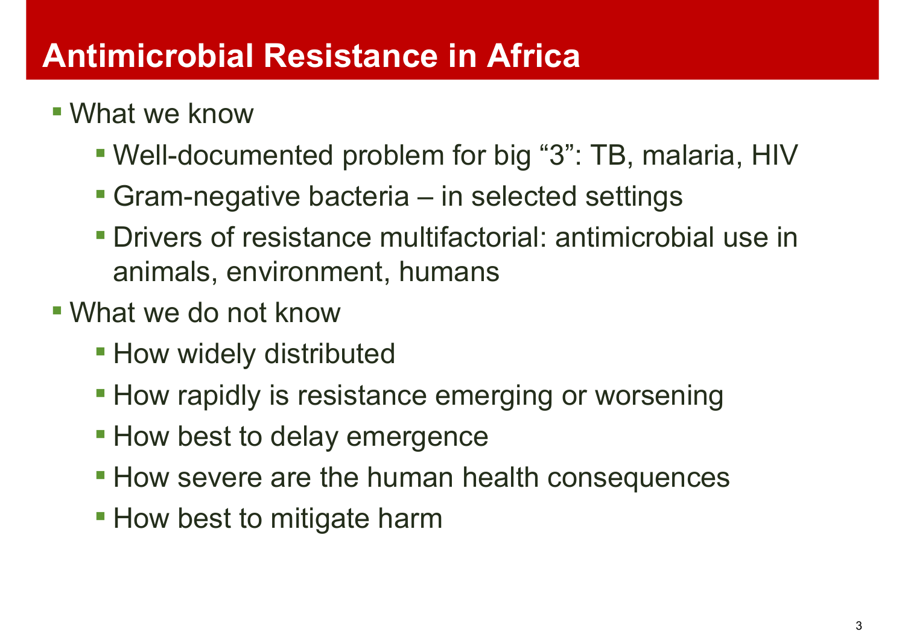# Antimicrobial Resistance in Africa

- What we know
  - Well-documented problem for big “3”: TB, malaria, HIV
  - Gram-negative bacteria – in selected settings
  - Drivers of resistance multifactorial: antimicrobial use in animals, environment, humans
- What we do not know
  - How widely distributed
  - How rapidly is resistance emerging or worsening
  - How best to delay emergence
  - How severe are the human health consequences
  - How best to mitigate harm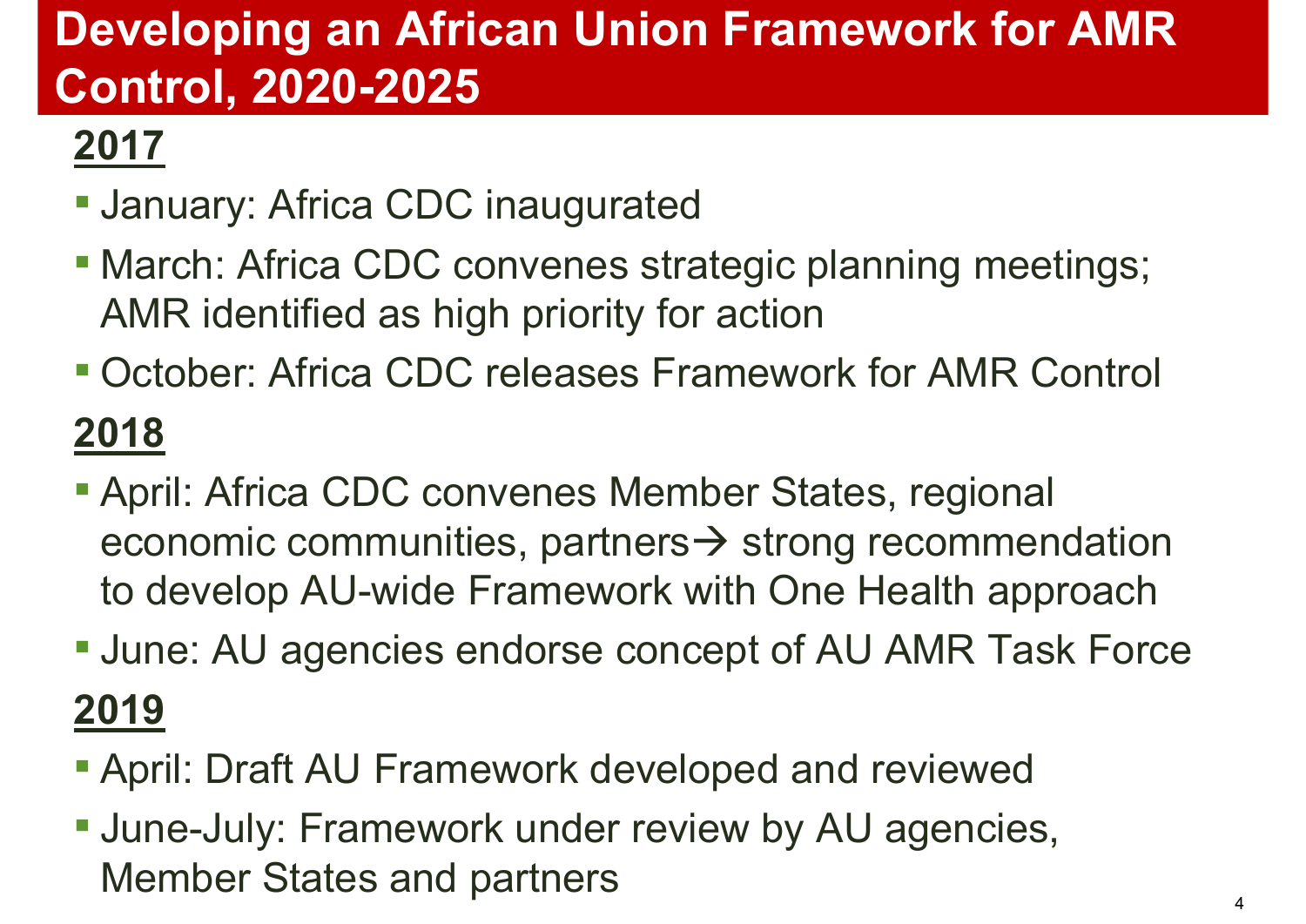# Developing an African Union Framework for AMR Control, 2020-2025

## 2017

- January: Africa CDC inaugurated
- March: Africa CDC convenes strategic planning meetings; AMR identified as high priority for action
- October: Africa CDC releases Framework for AMR Control

## 2018

- April: Africa CDC convenes Member States, regional economic communities, partners→ strong recommendation to develop AU-wide Framework with One Health approach
- June: AU agencies endorse concept of AU AMR Task Force

## 2019

- April: Draft AU Framework developed and reviewed
- June-July: Framework under review by AU agencies, Member States and partners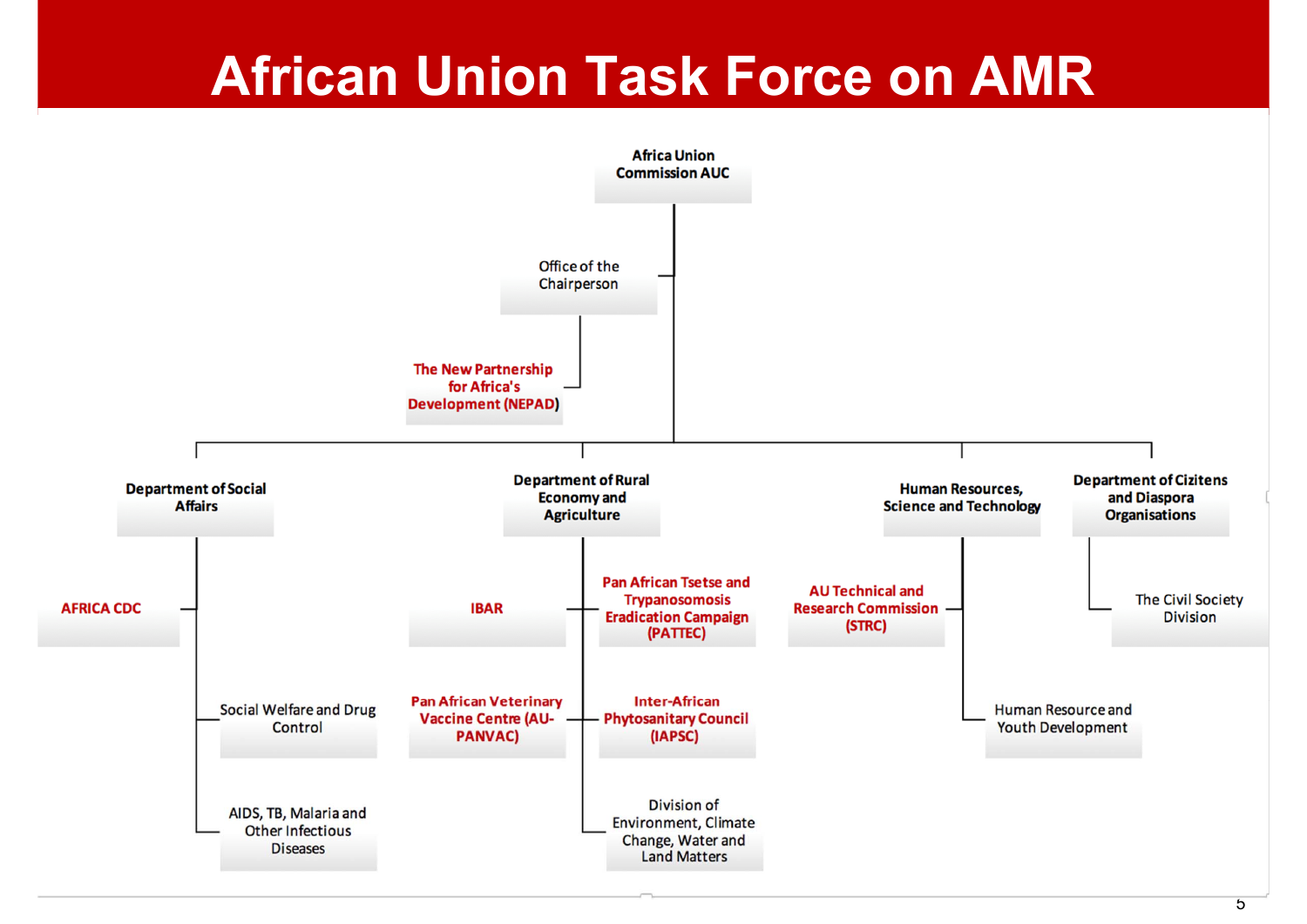# African Union Task Force on AMR

- **Africa Union Commission AUC**
  - Office of the Chairperson
    - **The New Partnership for Africa's Development (NEPAD)**
  - **Department of Social Affairs**
    - **AFRICA CDC**
    - Social Welfare and Drug Control
    - AIDS, TB, Malaria and Other Infectious Diseases
  - **Department of Rural Economy and Agriculture**
    - **IBAR**
    - **Pan African Tsetse and Trypanosomosis Eradication Campaign (PATTEC)**
    - **Pan African Veterinary Vaccine Centre (AU-PANVAC)**
    - **Inter-African Phytosanitary Council (IAPSC)**
    - Division of Environment, Climate Change, Water and Land Matters
  - **Human Resources, Science and Technology**
    - **AU Technical and Research Commission (STRC)**
    - Human Resource and Youth Development
  - **Department of Cizitens and Diaspora Organisations**
    - The Civil Society Division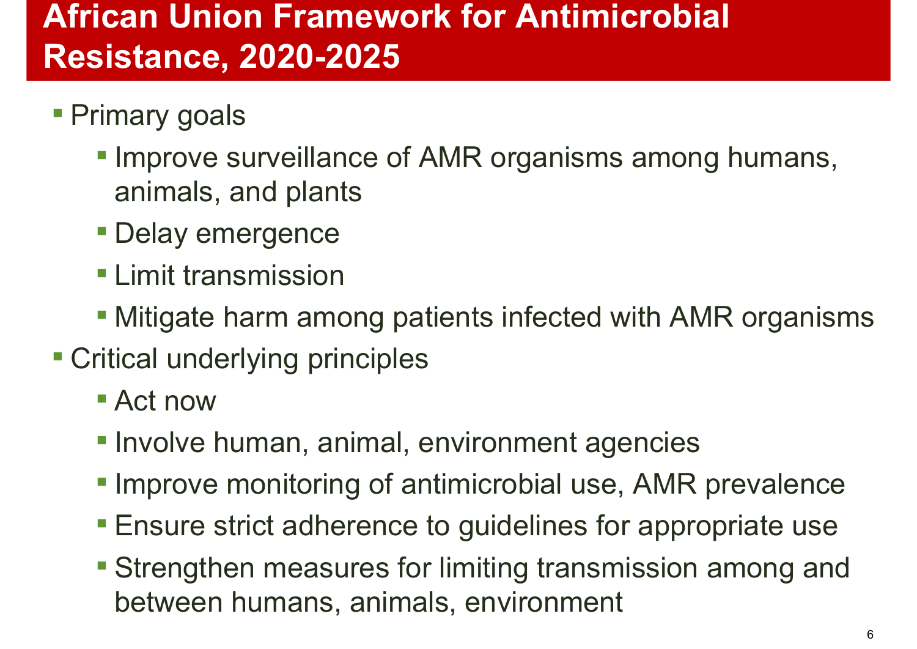# African Union Framework for Antimicrobial Resistance, 2020-2025

- Primary goals
  - Improve surveillance of AMR organisms among humans, animals, and plants
  - Delay emergence
  - Limit transmission
  - Mitigate harm among patients infected with AMR organisms
- Critical underlying principles
  - Act now
  - Involve human, animal, environment agencies
  - Improve monitoring of antimicrobial use, AMR prevalence
  - Ensure strict adherence to guidelines for appropriate use
  - Strengthen measures for limiting transmission among and between humans, animals, environment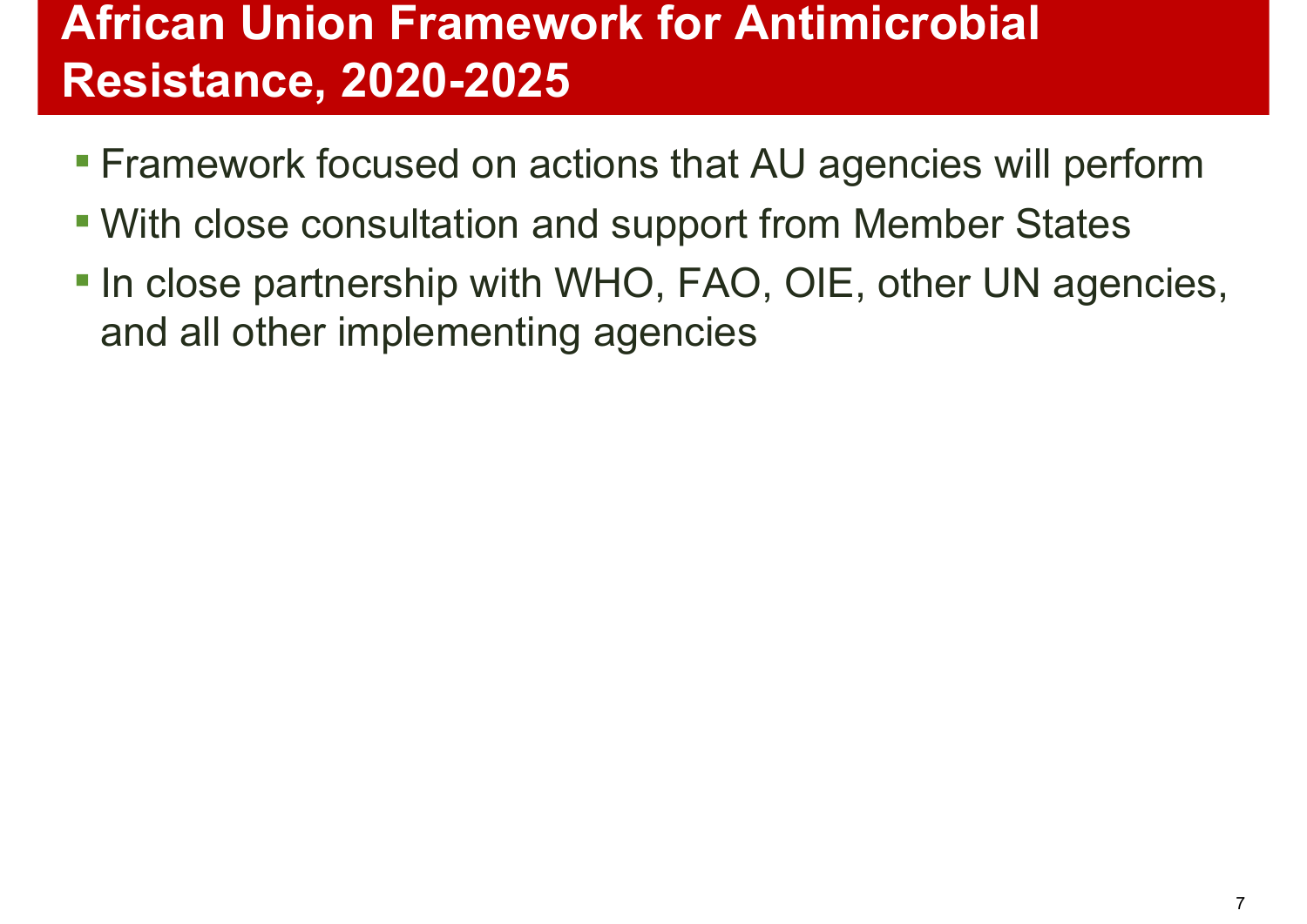# African Union Framework for Antimicrobial Resistance, 2020-2025

- Framework focused on actions that AU agencies will perform
- With close consultation and support from Member States
- In close partnership with WHO, FAO, OIE, other UN agencies, and all other implementing agencies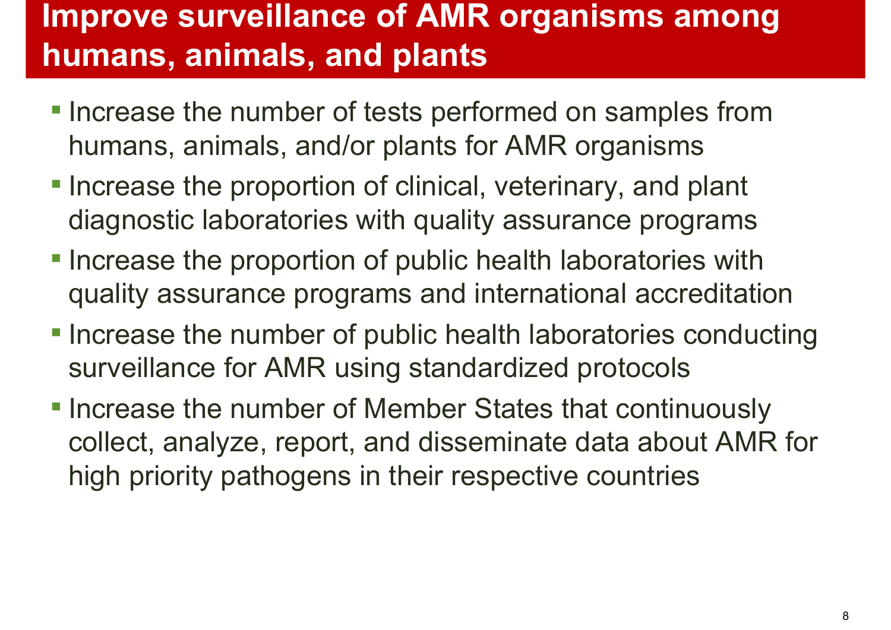# Improve surveillance of AMR organisms among humans, animals, and plants

- Increase the number of tests performed on samples from humans, animals, and/or plants for AMR organisms
- Increase the proportion of clinical, veterinary, and plant diagnostic laboratories with quality assurance programs
- Increase the proportion of public health laboratories with quality assurance programs and international accreditation
- Increase the number of public health laboratories conducting surveillance for AMR using standardized protocols
- Increase the number of Member States that continuously collect, analyze, report, and disseminate data about AMR for high priority pathogens in their respective countries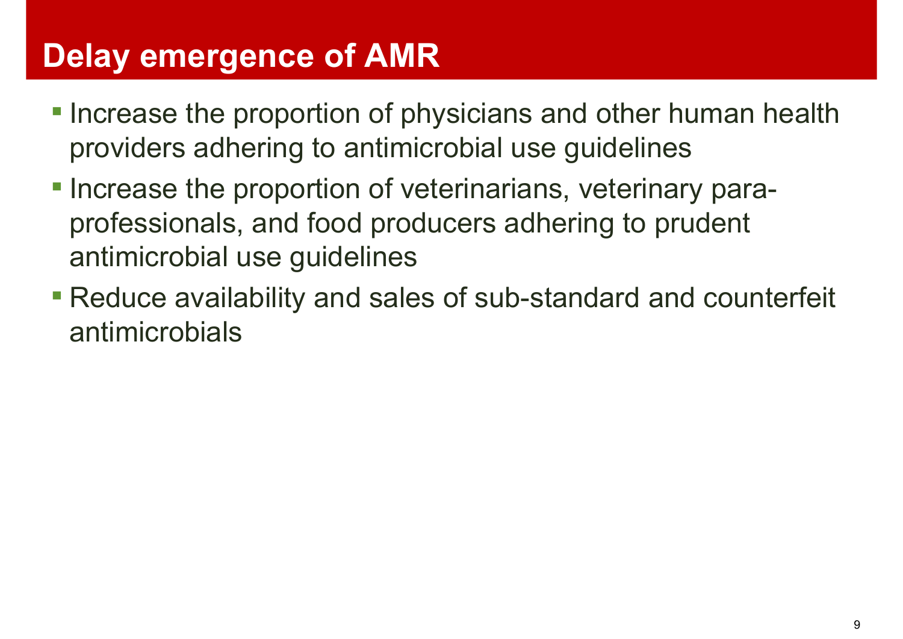# Delay emergence of AMR

- Increase the proportion of physicians and other human health providers adhering to antimicrobial use guidelines
- Increase the proportion of veterinarians, veterinary para-professionals, and food producers adhering to prudent antimicrobial use guidelines
- Reduce availability and sales of sub-standard and counterfeit antimicrobials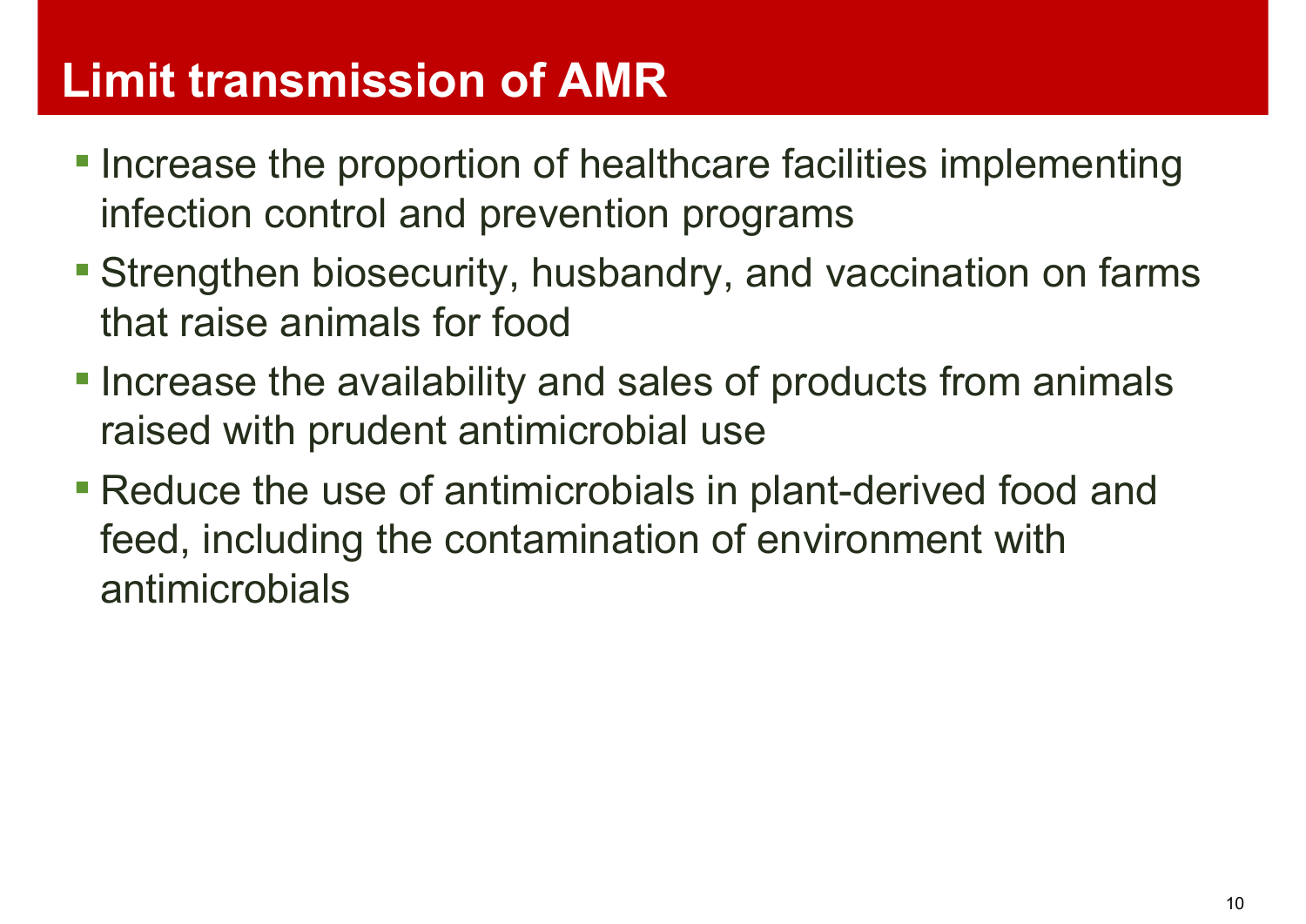# Limit transmission of AMR

- Increase the proportion of healthcare facilities implementing infection control and prevention programs
- Strengthen biosecurity, husbandry, and vaccination on farms that raise animals for food
- Increase the availability and sales of products from animals raised with prudent antimicrobial use
- Reduce the use of antimicrobials in plant-derived food and feed, including the contamination of environment with antimicrobials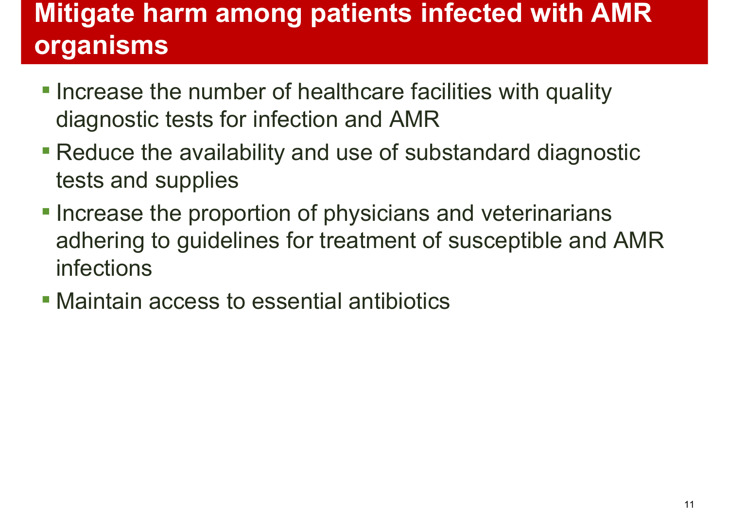# Mitigate harm among patients infected with AMR organisms

- Increase the number of healthcare facilities with quality diagnostic tests for infection and AMR
- Reduce the availability and use of substandard diagnostic tests and supplies
- Increase the proportion of physicians and veterinarians adhering to guidelines for treatment of susceptible and AMR infections
- Maintain access to essential antibiotics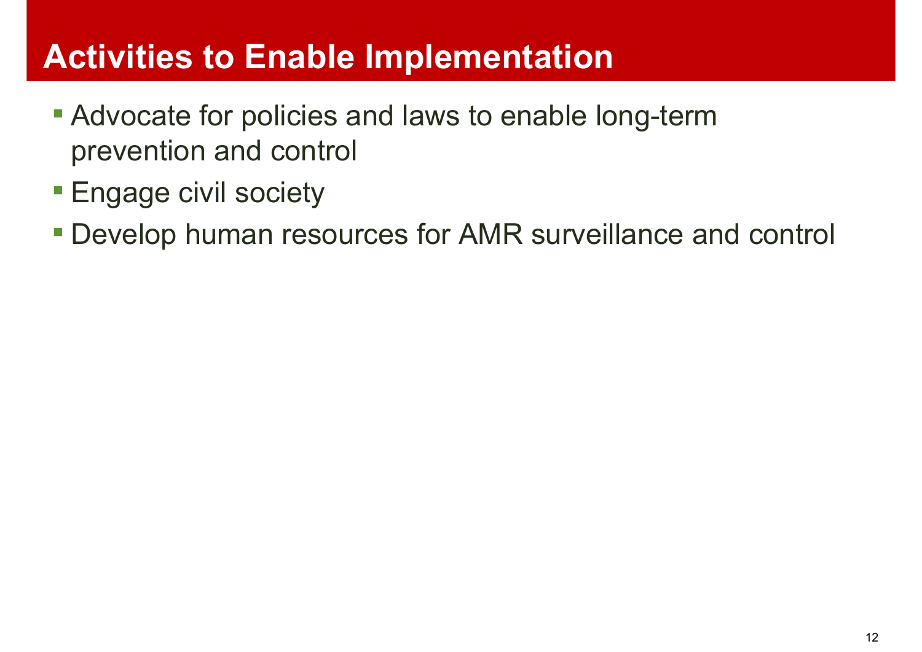# Activities to Enable Implementation

- Advocate for policies and laws to enable long-term prevention and control
- Engage civil society
- Develop human resources for AMR surveillance and control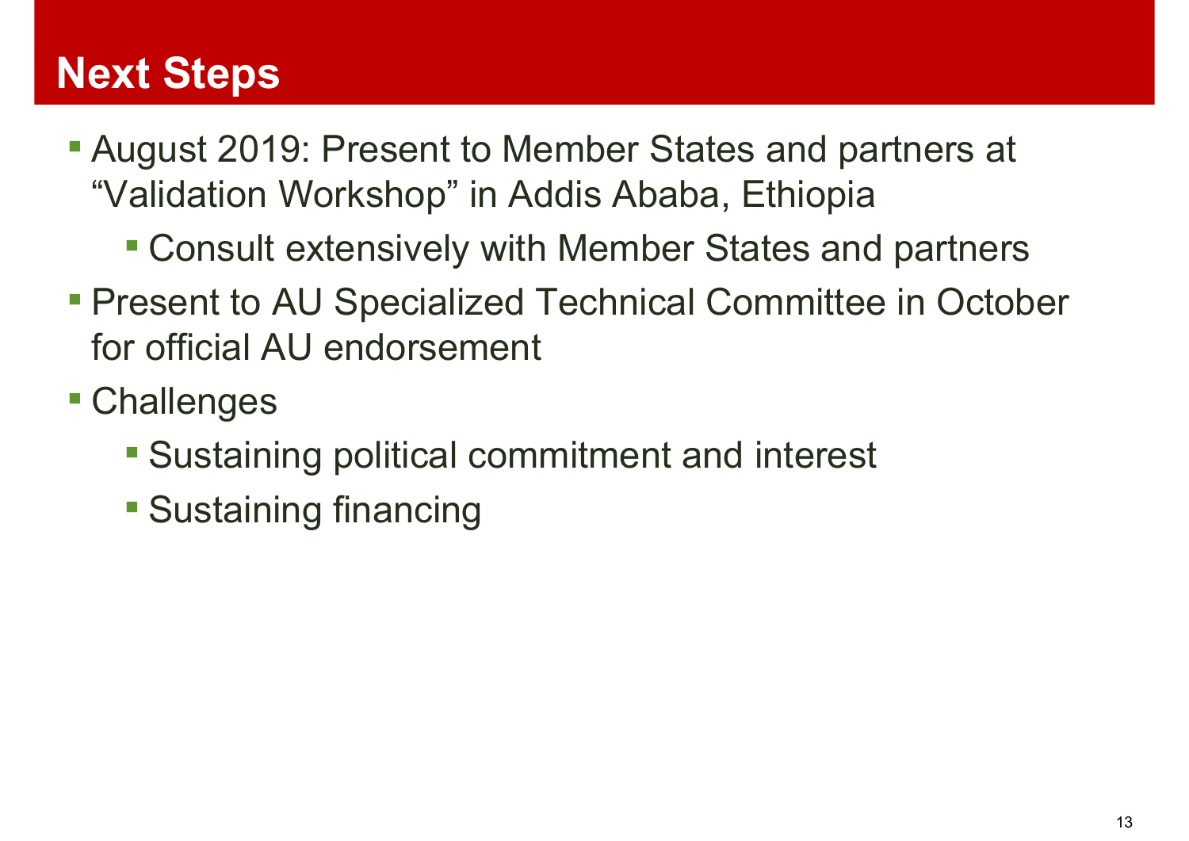# Next Steps

- August 2019: Present to Member States and partners at "Validation Workshop" in Addis Ababa, Ethiopia
  - Consult extensively with Member States and partners
- Present to AU Specialized Technical Committee in October for official AU endorsement
- Challenges
  - Sustaining political commitment and interest
  - Sustaining financing